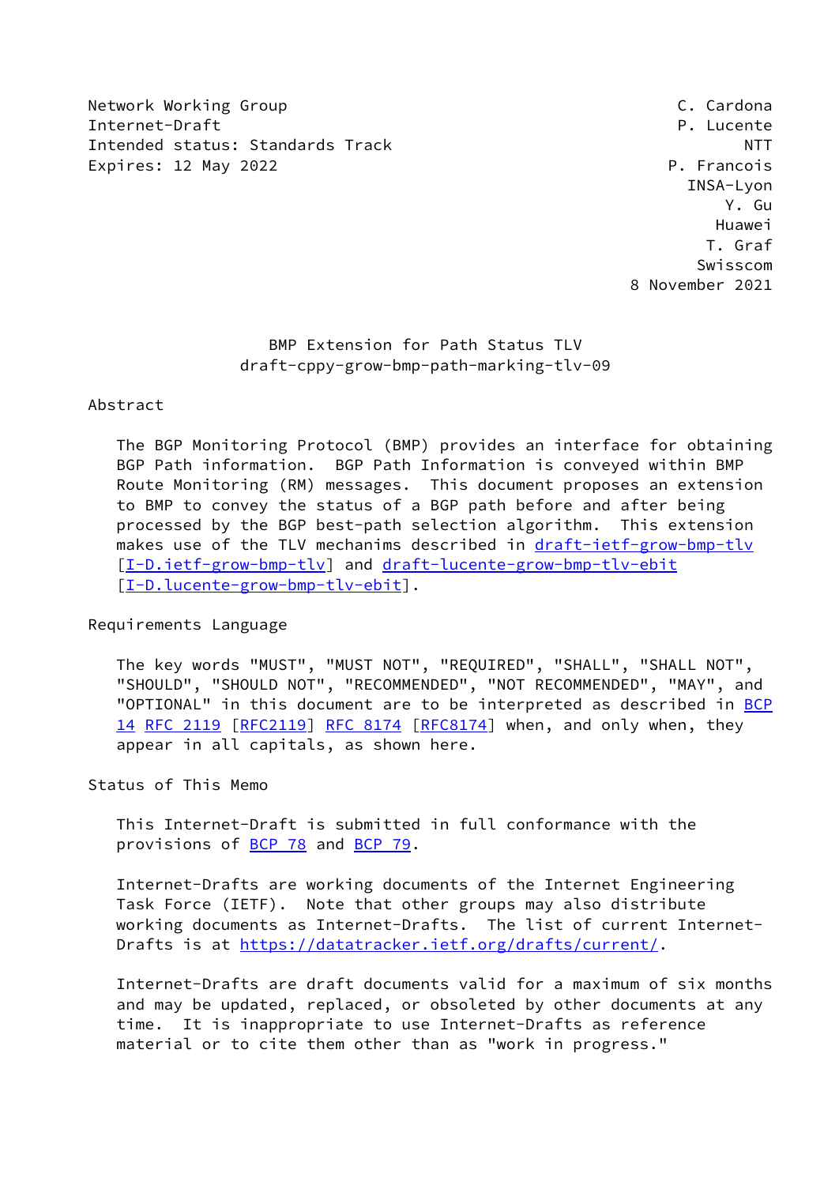Network Working Group C. Cardona
Internet-Draft P. Lucente
Intended status: Standards Track NTT
Expires: 12 May 2022 P. Francois
INSA-Lyon
Y. Gu
Huawei
T. Graf
Swisscom
8 November 2021

# BMP Extension for Path Status TLV
## draft-cppy-grow-bmp-path-marking-tlv-09

## Abstract

The BGP Monitoring Protocol (BMP) provides an interface for obtaining BGP Path information. BGP Path Information is conveyed within BMP Route Monitoring (RM) messages. This document proposes an extension to BMP to convey the status of a BGP path before and after being processed by the BGP best-path selection algorithm. This extension makes use of the TLV mechanims described in draft-ietf-grow-bmp-tlv [I-D.ietf-grow-bmp-tlv] and draft-lucente-grow-bmp-tlv-ebit [I-D.lucente-grow-bmp-tlv-ebit].

## Requirements Language

The key words "MUST", "MUST NOT", "REQUIRED", "SHALL", "SHALL NOT", "SHOULD", "SHOULD NOT", "RECOMMENDED", "NOT RECOMMENDED", "MAY", and "OPTIONAL" in this document are to be interpreted as described in BCP 14 RFC 2119 [RFC2119] RFC 8174 [RFC8174] when, and only when, they appear in all capitals, as shown here.

## Status of This Memo

This Internet-Draft is submitted in full conformance with the provisions of BCP 78 and BCP 79.

Internet-Drafts are working documents of the Internet Engineering Task Force (IETF). Note that other groups may also distribute working documents as Internet-Drafts. The list of current Internet-Drafts is at https://datatracker.ietf.org/drafts/current/.

Internet-Drafts are draft documents valid for a maximum of six months and may be updated, replaced, or obsoleted by other documents at any time. It is inappropriate to use Internet-Drafts as reference material or to cite them other than as "work in progress."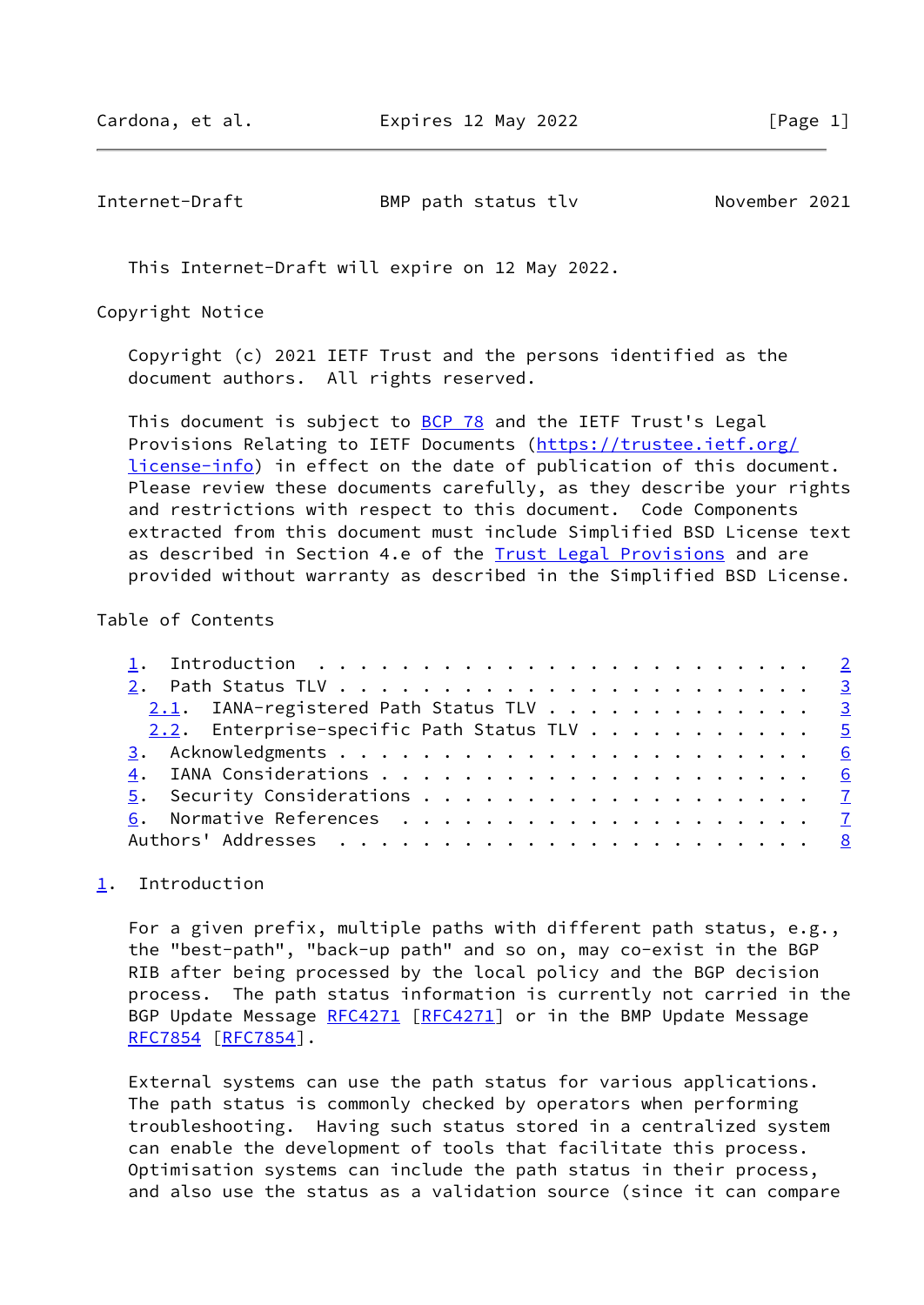This Internet-Draft will expire on 12 May 2022.

Copyright Notice

Copyright (c) 2021 IETF Trust and the persons identified as the document authors. All rights reserved.

This document is subject to BCP 78 and the IETF Trust's Legal Provisions Relating to IETF Documents (https://trustee.ietf.org/license-info) in effect on the date of publication of this document. Please review these documents carefully, as they describe your rights and restrictions with respect to this document. Code Components extracted from this document must include Simplified BSD License text as described in Section 4.e of the Trust Legal Provisions and are provided without warranty as described in the Simplified BSD License.

Table of Contents

- 1. Introduction . . . . . . . . . . . . . . . . . . . . . . . . 2
- 2. Path Status TLV . . . . . . . . . . . . . . . . . . . . . . . 3
  - 2.1. IANA-registered Path Status TLV . . . . . . . . . . . . . 3
  - 2.2. Enterprise-specific Path Status TLV . . . . . . . . . . . 5
- 3. Acknowledgments . . . . . . . . . . . . . . . . . . . . . . . 6
- 4. IANA Considerations . . . . . . . . . . . . . . . . . . . . . 6
- 5. Security Considerations . . . . . . . . . . . . . . . . . . . 7
- 6. Normative References . . . . . . . . . . . . . . . . . . . . 7
- Authors' Addresses . . . . . . . . . . . . . . . . . . . . . . . 8

## 1. Introduction

For a given prefix, multiple paths with different path status, e.g., the "best-path", "back-up path" and so on, may co-exist in the BGP RIB after being processed by the local policy and the BGP decision process. The path status information is currently not carried in the BGP Update Message RFC4271 [RFC4271] or in the BMP Update Message RFC7854 [RFC7854].

External systems can use the path status for various applications. The path status is commonly checked by operators when performing troubleshooting. Having such status stored in a centralized system can enable the development of tools that facilitate this process. Optimisation systems can include the path status in their process, and also use the status as a validation source (since it can compare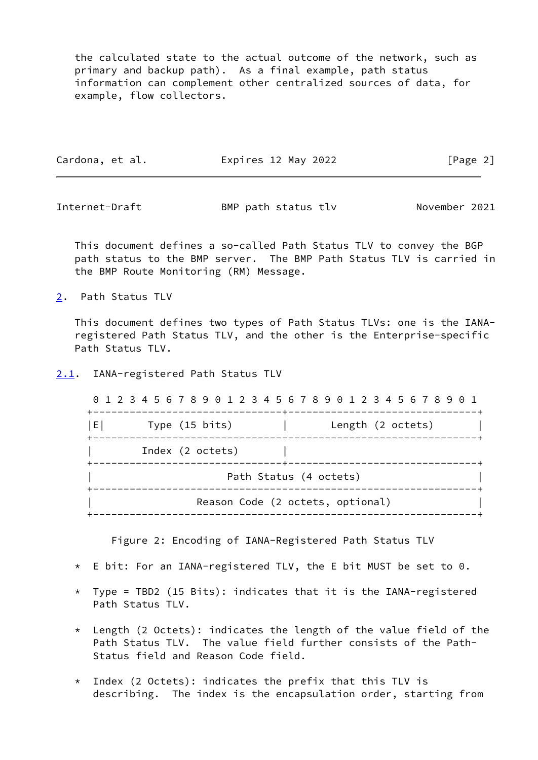the calculated state to the actual outcome of the network, such as primary and backup path). As a final example, path status information can complement other centralized sources of data, for example, flow collectors.

This document defines a so-called Path Status TLV to convey the BGP path status to the BMP server. The BMP Path Status TLV is carried in the BMP Route Monitoring (RM) Message.

## 2. Path Status TLV

This document defines two types of Path Status TLVs: one is the IANA-registered Path Status TLV, and the other is the Enterprise-specific Path Status TLV.

### 2.1. IANA-registered Path Status TLV

```
 0 1 2 3 4 5 6 7 8 9 0 1 2 3 4 5 6 7 8 9 0 1 2 3 4 5 6 7 8 9 0 1
+-------------------------------+-------------------------------+
|E|       Type (15 bits)        |       Length (2 octets)       |
+---------------------------------------------------------------+
|        Index (2 octets)       |
+-------------------------------+-------------------------------+
|                     Path Status (4 octets)                    |
+---------------------------------------------------------------+
|                 Reason Code (2 octets, optional)              |
+---------------------------------------------------------------+
```

Figure 2: Encoding of IANA-Registered Path Status TLV

* E bit: For an IANA-registered TLV, the E bit MUST be set to 0.

* Type = TBD2 (15 Bits): indicates that it is the IANA-registered Path Status TLV.

* Length (2 Octets): indicates the length of the value field of the Path Status TLV. The value field further consists of the Path-Status field and Reason Code field.

* Index (2 Octets): indicates the prefix that this TLV is describing. The index is the encapsulation order, starting from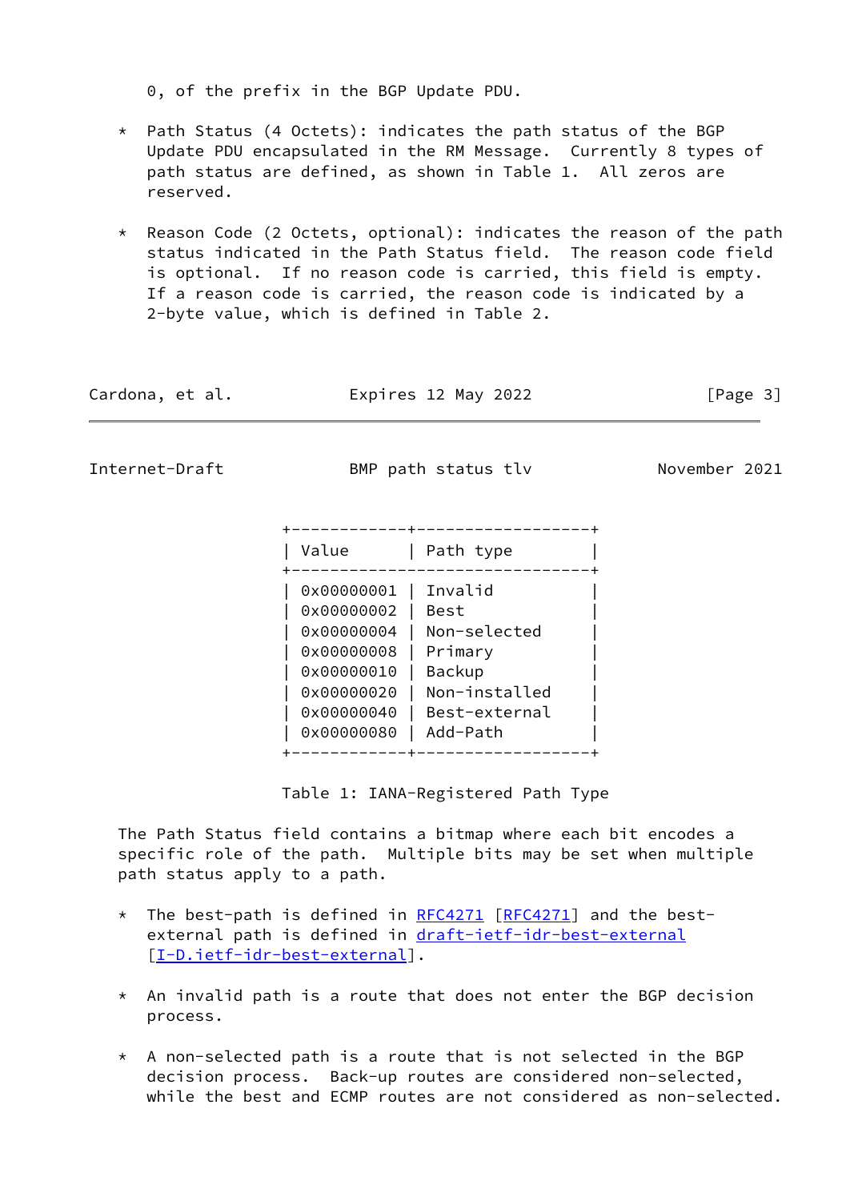0, of the prefix in the BGP Update PDU.

* Path Status (4 Octets): indicates the path status of the BGP Update PDU encapsulated in the RM Message. Currently 8 types of path status are defined, as shown in Table 1. All zeros are reserved.

* Reason Code (2 Octets, optional): indicates the reason of the path status indicated in the Path Status field. The reason code field is optional. If no reason code is carried, this field is empty. If a reason code is carried, the reason code is indicated by a 2-byte value, which is defined in Table 2.

| Value | Path type |
|---|---|
| 0x00000001 | Invalid |
| 0x00000002 | Best |
| 0x00000004 | Non-selected |
| 0x00000008 | Primary |
| 0x00000010 | Backup |
| 0x00000020 | Non-installed |
| 0x00000040 | Best-external |
| 0x00000080 | Add-Path |

Table 1: IANA-Registered Path Type

The Path Status field contains a bitmap where each bit encodes a specific role of the path. Multiple bits may be set when multiple path status apply to a path.

* The best-path is defined in RFC4271 [RFC4271] and the best-external path is defined in draft-ietf-idr-best-external [I-D.ietf-idr-best-external].

* An invalid path is a route that does not enter the BGP decision process.

* A non-selected path is a route that is not selected in the BGP decision process. Back-up routes are considered non-selected, while the best and ECMP routes are not considered as non-selected.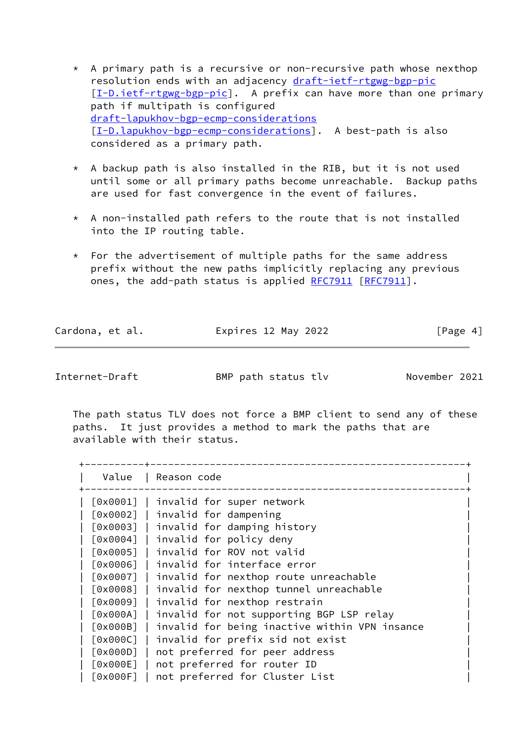* A primary path is a recursive or non-recursive path whose nexthop resolution ends with an adjacency draft-ietf-rtgwg-bgp-pic [I-D.ietf-rtgwg-bgp-pic]. A prefix can have more than one primary path if multipath is configured draft-lapukhov-bgp-ecmp-considerations [I-D.lapukhov-bgp-ecmp-considerations]. A best-path is also considered as a primary path.

* A backup path is also installed in the RIB, but it is not used until some or all primary paths become unreachable. Backup paths are used for fast convergence in the event of failures.

* A non-installed path refers to the route that is not installed into the IP routing table.

* For the advertisement of multiple paths for the same address prefix without the new paths implicitly replacing any previous ones, the add-path status is applied RFC7911 [RFC7911].

The path status TLV does not force a BMP client to send any of these paths. It just provides a method to mark the paths that are available with their status.

| Value | Reason code |
|---|---|
| [0x0001] | invalid for super network |
| [0x0002] | invalid for dampening |
| [0x0003] | invalid for damping history |
| [0x0004] | invalid for policy deny |
| [0x0005] | invalid for ROV not valid |
| [0x0006] | invalid for interface error |
| [0x0007] | invalid for nexthop route unreachable |
| [0x0008] | invalid for nexthop tunnel unreachable |
| [0x0009] | invalid for nexthop restrain |
| [0x000A] | invalid for not supporting BGP LSP relay |
| [0x000B] | invalid for being inactive within VPN insance |
| [0x000C] | invalid for prefix sid not exist |
| [0x000D] | not preferred for peer address |
| [0x000E] | not preferred for router ID |
| [0x000F] | not preferred for Cluster List |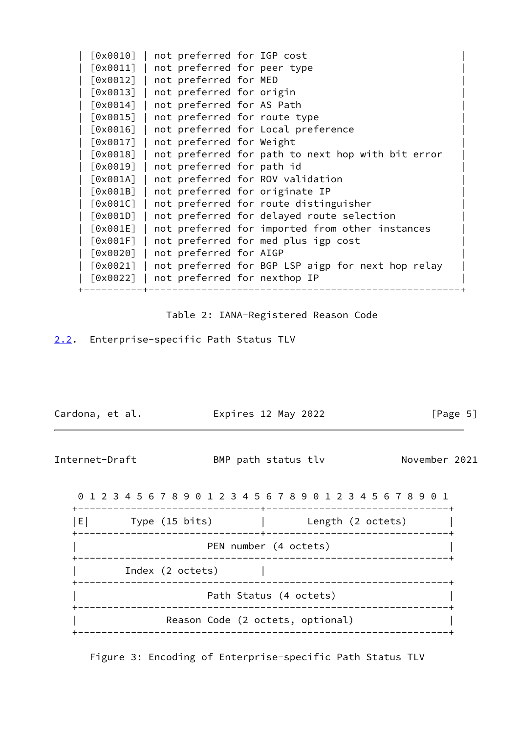| | |
|---|---|
| [0x0010] | not preferred for IGP cost |
| [0x0011] | not preferred for peer type |
| [0x0012] | not preferred for MED |
| [0x0013] | not preferred for origin |
| [0x0014] | not preferred for AS Path |
| [0x0015] | not preferred for route type |
| [0x0016] | not preferred for Local preference |
| [0x0017] | not preferred for Weight |
| [0x0018] | not preferred for path to next hop with bit error |
| [0x0019] | not preferred for path id |
| [0x001A] | not preferred for ROV validation |
| [0x001B] | not preferred for originate IP |
| [0x001C] | not preferred for route distinguisher |
| [0x001D] | not preferred for delayed route selection |
| [0x001E] | not preferred for imported from other instances |
| [0x001F] | not preferred for med plus igp cost |
| [0x0020] | not preferred for AIGP |
| [0x0021] | not preferred for BGP LSP aigp for next hop relay |
| [0x0022] | not preferred for nexthop IP |

Table 2: IANA-Registered Reason Code

## 2.2. Enterprise-specific Path Status TLV

```
 0 1 2 3 4 5 6 7 8 9 0 1 2 3 4 5 6 7 8 9 0 1 2 3 4 5 6 7 8 9 0 1
+-------------------------------+-------------------------------+
|E|       Type (15 bits)        |       Length (2 octets)       |
+-------------------------------+-------------------------------+
|                      PEN number (4 octets)                    |
+---------------------------------------------------------------+
|       Index (2 octets)        |
+---------------------------------------------------------------+
|                      Path Status (4 octets)                   |
+---------------------------------------------------------------+
|               Reason Code (2 octets, optional)                |
+---------------------------------------------------------------+
```

Figure 3: Encoding of Enterprise-specific Path Status TLV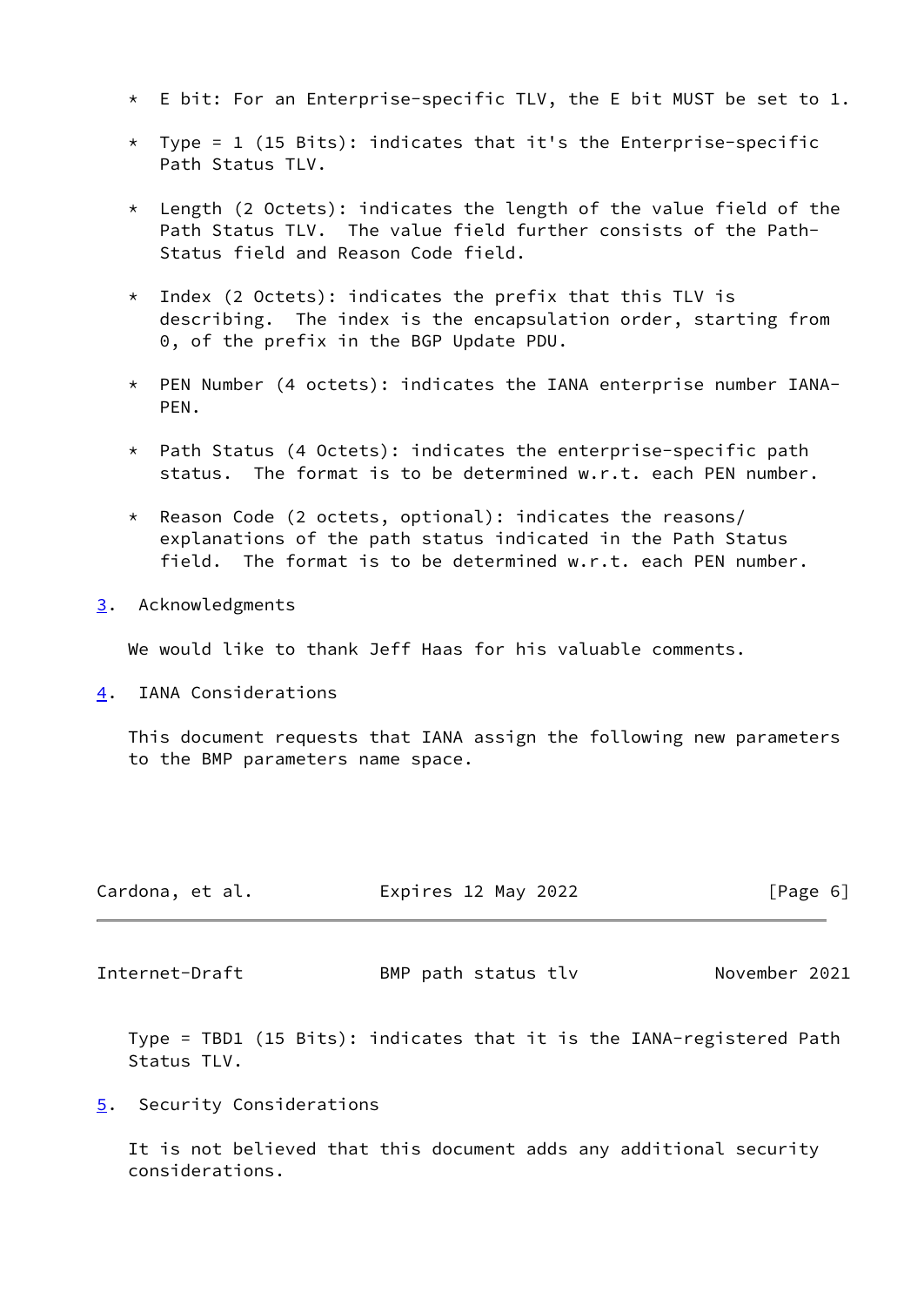* E bit: For an Enterprise-specific TLV, the E bit MUST be set to 1.

* Type = 1 (15 Bits): indicates that it's the Enterprise-specific Path Status TLV.

* Length (2 Octets): indicates the length of the value field of the Path Status TLV. The value field further consists of the Path-Status field and Reason Code field.

* Index (2 Octets): indicates the prefix that this TLV is describing. The index is the encapsulation order, starting from 0, of the prefix in the BGP Update PDU.

* PEN Number (4 octets): indicates the IANA enterprise number IANA-PEN.

* Path Status (4 Octets): indicates the enterprise-specific path status. The format is to be determined w.r.t. each PEN number.

* Reason Code (2 octets, optional): indicates the reasons/explanations of the path status indicated in the Path Status field. The format is to be determined w.r.t. each PEN number.

## 3. Acknowledgments

We would like to thank Jeff Haas for his valuable comments.

## 4. IANA Considerations

This document requests that IANA assign the following new parameters to the BMP parameters name space.

Type = TBD1 (15 Bits): indicates that it is the IANA-registered Path Status TLV.

## 5. Security Considerations

It is not believed that this document adds any additional security considerations.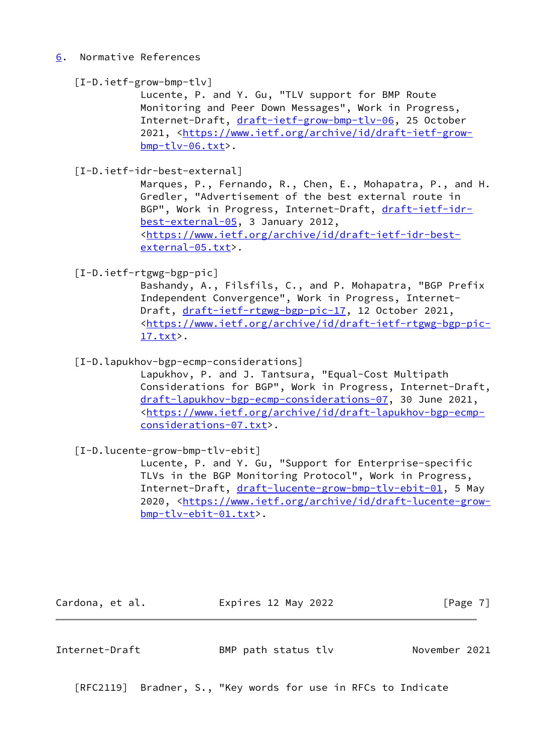## 6. Normative References

[I-D.ietf-grow-bmp-tlv]
Lucente, P. and Y. Gu, "TLV support for BMP Route Monitoring and Peer Down Messages", Work in Progress, Internet-Draft, draft-ietf-grow-bmp-tlv-06, 25 October 2021, <https://www.ietf.org/archive/id/draft-ietf-grow-bmp-tlv-06.txt>.

[I-D.ietf-idr-best-external]
Marques, P., Fernando, R., Chen, E., Mohapatra, P., and H. Gredler, "Advertisement of the best external route in BGP", Work in Progress, Internet-Draft, draft-ietf-idr-best-external-05, 3 January 2012, <https://www.ietf.org/archive/id/draft-ietf-idr-best-external-05.txt>.

[I-D.ietf-rtgwg-bgp-pic]
Bashandy, A., Filsfils, C., and P. Mohapatra, "BGP Prefix Independent Convergence", Work in Progress, Internet-Draft, draft-ietf-rtgwg-bgp-pic-17, 12 October 2021, <https://www.ietf.org/archive/id/draft-ietf-rtgwg-bgp-pic-17.txt>.

[I-D.lapukhov-bgp-ecmp-considerations]
Lapukhov, P. and J. Tantsura, "Equal-Cost Multipath Considerations for BGP", Work in Progress, Internet-Draft, draft-lapukhov-bgp-ecmp-considerations-07, 30 June 2021, <https://www.ietf.org/archive/id/draft-lapukhov-bgp-ecmp-considerations-07.txt>.

[I-D.lucente-grow-bmp-tlv-ebit]
Lucente, P. and Y. Gu, "Support for Enterprise-specific TLVs in the BGP Monitoring Protocol", Work in Progress, Internet-Draft, draft-lucente-grow-bmp-tlv-ebit-01, 5 May 2020, <https://www.ietf.org/archive/id/draft-lucente-grow-bmp-tlv-ebit-01.txt>.

[RFC2119] Bradner, S., "Key words for use in RFCs to Indicate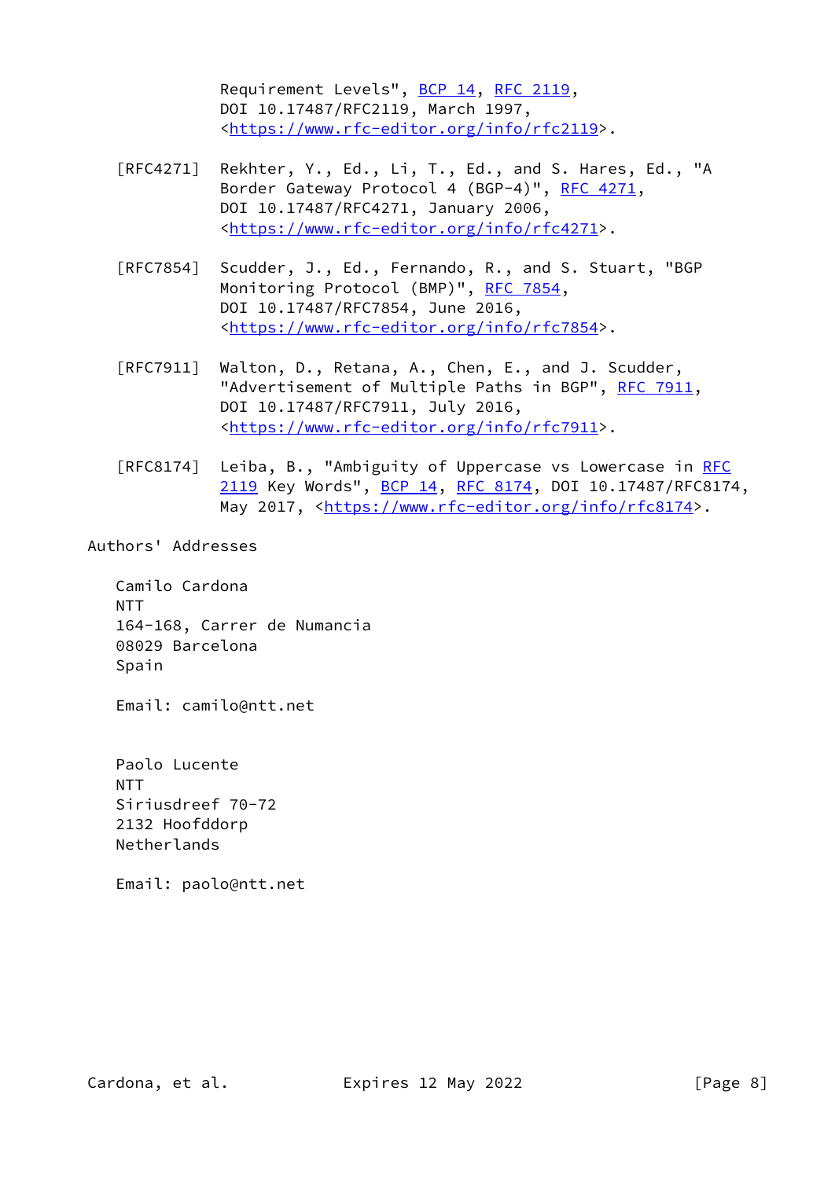Requirement Levels", BCP 14, RFC 2119, DOI 10.17487/RFC2119, March 1997, <https://www.rfc-editor.org/info/rfc2119>.

[RFC4271] Rekhter, Y., Ed., Li, T., Ed., and S. Hares, Ed., "A Border Gateway Protocol 4 (BGP-4)", RFC 4271, DOI 10.17487/RFC4271, January 2006, <https://www.rfc-editor.org/info/rfc4271>.

[RFC7854] Scudder, J., Ed., Fernando, R., and S. Stuart, "BGP Monitoring Protocol (BMP)", RFC 7854, DOI 10.17487/RFC7854, June 2016, <https://www.rfc-editor.org/info/rfc7854>.

[RFC7911] Walton, D., Retana, A., Chen, E., and J. Scudder, "Advertisement of Multiple Paths in BGP", RFC 7911, DOI 10.17487/RFC7911, July 2016, <https://www.rfc-editor.org/info/rfc7911>.

[RFC8174] Leiba, B., "Ambiguity of Uppercase vs Lowercase in RFC 2119 Key Words", BCP 14, RFC 8174, DOI 10.17487/RFC8174, May 2017, <https://www.rfc-editor.org/info/rfc8174>.

## Authors' Addresses

Camilo Cardona
NTT
164-168, Carrer de Numancia
08029 Barcelona
Spain

Email: camilo@ntt.net

Paolo Lucente
NTT
Siriusdreef 70-72
2132 Hoofddorp
Netherlands

Email: paolo@ntt.net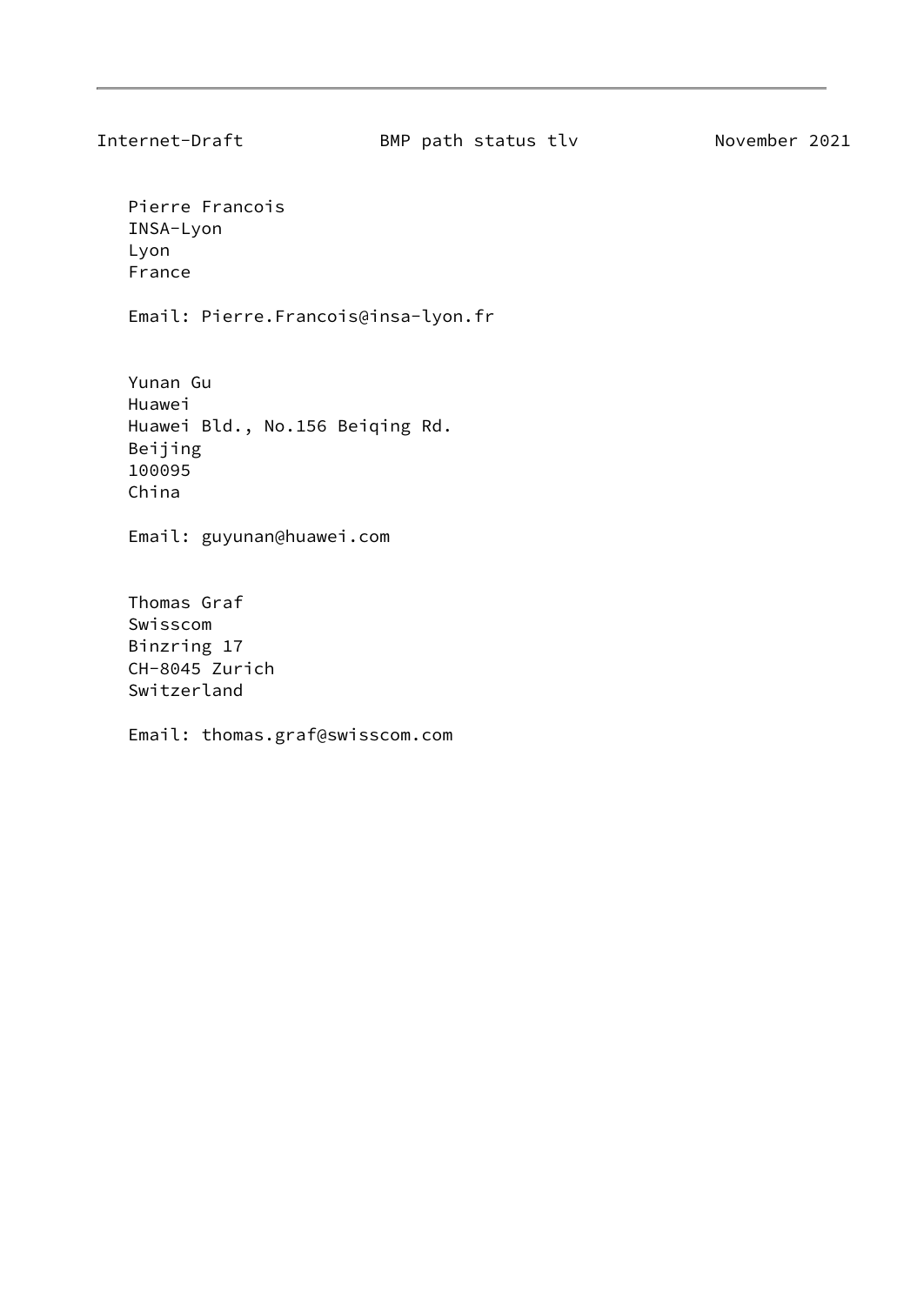Pierre Francois
INSA-Lyon
Lyon
France

Email: Pierre.Francois@insa-lyon.fr

Yunan Gu
Huawei
Huawei Bld., No.156 Beiqing Rd.
Beijing
100095
China

Email: guyunan@huawei.com

Thomas Graf
Swisscom
Binzring 17
CH-8045 Zurich
Switzerland

Email: thomas.graf@swisscom.com